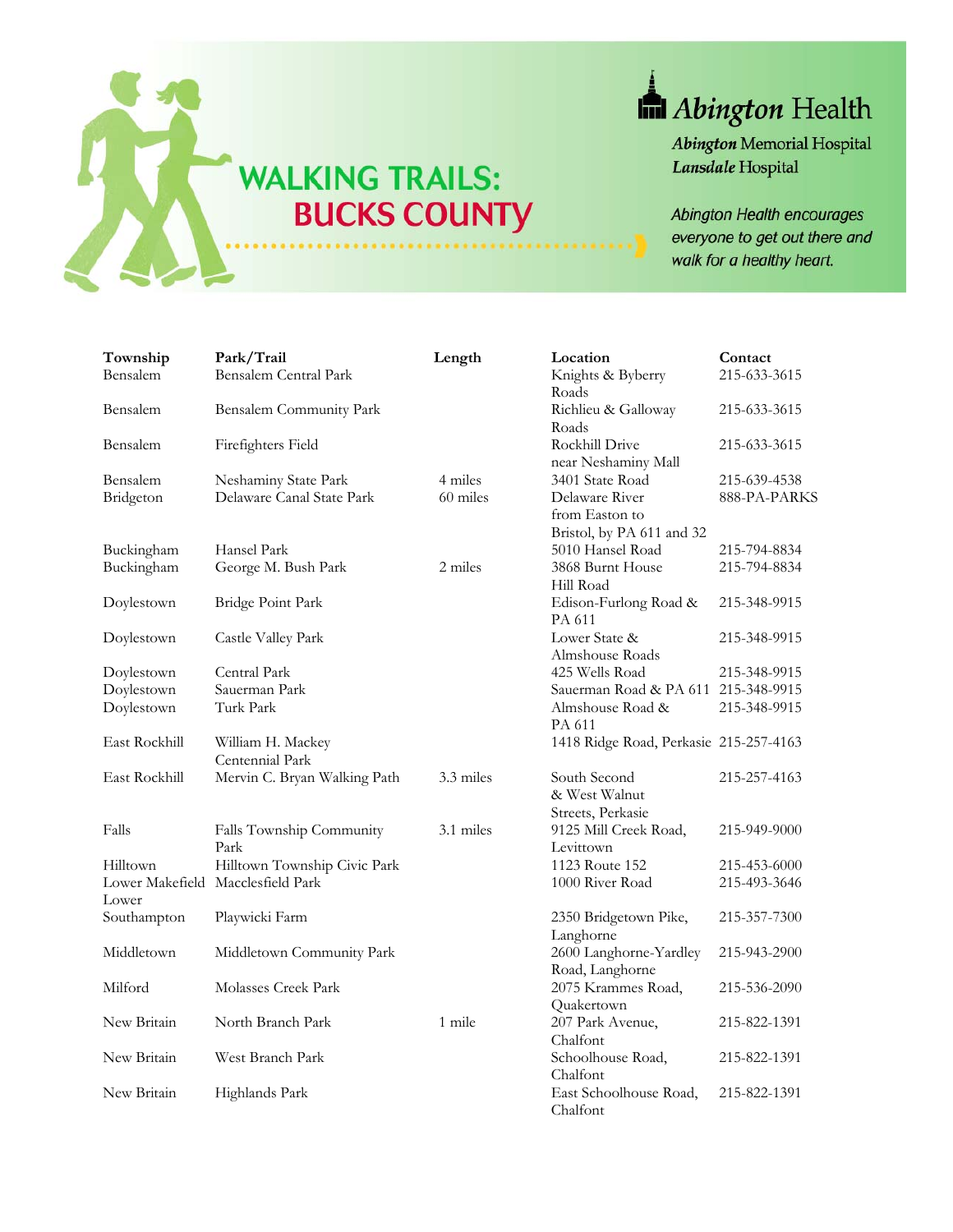# WALKING TRAILS: BUCKS COUNTY

**Abington Health**

***Abington*** **Memorial Hospital**
***Lansdale*** **Hospital**

*Abington Health encourages everyone to get out there and walk for a healthy heart.*

| Township | Park/Trail | Length | Location | Contact |
|---|---|---|---|---|
| Bensalem | Bensalem Central Park | | Knights & Byberry Roads | 215-633-3615 |
| Bensalem | Bensalem Community Park | | Richlieu & Galloway Roads | 215-633-3615 |
| Bensalem | Firefighters Field | | Rockhill Drive near Neshaminy Mall | 215-633-3615 |
| Bensalem | Neshaminy State Park | 4 miles | 3401 State Road | 215-639-4538 |
| Bridgeton | Delaware Canal State Park | 60 miles | Delaware River from Easton to Bristol, by PA 611 and 32 | 888-PA-PARKS |
| Buckingham | Hansel Park | | 5010 Hansel Road | 215-794-8834 |
| Buckingham | George M. Bush Park | 2 miles | 3868 Burnt House Hill Road | 215-794-8834 |
| Doylestown | Bridge Point Park | | Edison-Furlong Road & PA 611 | 215-348-9915 |
| Doylestown | Castle Valley Park | | Lower State & Almshouse Roads | 215-348-9915 |
| Doylestown | Central Park | | 425 Wells Road | 215-348-9915 |
| Doylestown | Sauerman Park | | Sauerman Road & PA 611 | 215-348-9915 |
| Doylestown | Turk Park | | Almshouse Road & PA 611 | 215-348-9915 |
| East Rockhill | William H. Mackey Centennial Park | | 1418 Ridge Road, Perkasie | 215-257-4163 |
| East Rockhill | Mervin C. Bryan Walking Path | 3.3 miles | South Second & West Walnut Streets, Perkasie | 215-257-4163 |
| Falls | Falls Township Community Park | 3.1 miles | 9125 Mill Creek Road, Levittown | 215-949-9000 |
| Hilltown | Hilltown Township Civic Park | | 1123 Route 152 | 215-453-6000 |
| Lower Makefield | Macclesfield Park | | 1000 River Road | 215-493-3646 |
| Lower Southampton | Playwicki Farm | | 2350 Bridgetown Pike, Langhorne | 215-357-7300 |
| Middletown | Middletown Community Park | | 2600 Langhorne-Yardley Road, Langhorne | 215-943-2900 |
| Milford | Molasses Creek Park | | 2075 Krammes Road, Quakertown | 215-536-2090 |
| New Britain | North Branch Park | 1 mile | 207 Park Avenue, Chalfont | 215-822-1391 |
| New Britain | West Branch Park | | Schoolhouse Road, Chalfont | 215-822-1391 |
| New Britain | Highlands Park | | East Schoolhouse Road, Chalfont | 215-822-1391 |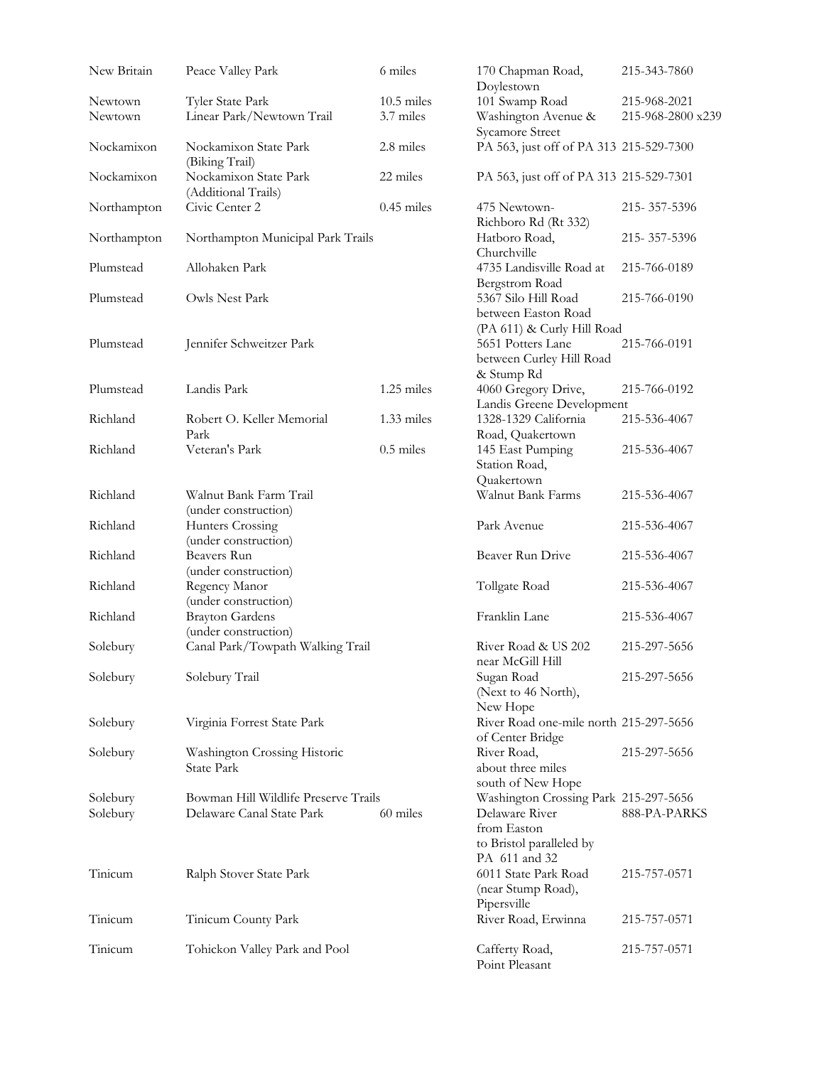| New Britain | Peace Valley Park | 6 miles | 170 Chapman Road, Doylestown | 215-343-7860 |
|---|---|---|---|---|
| Newtown | Tyler State Park | 10.5 miles | 101 Swamp Road | 215-968-2021 |
| Newtown | Linear Park/Newtown Trail | 3.7 miles | Washington Avenue & Sycamore Street | 215-968-2800 x239 |
| Nockamixon | Nockamixon State Park (Biking Trail) | 2.8 miles | PA 563, just off of PA 313 | 215-529-7300 |
| Nockamixon | Nockamixon State Park (Additional Trails) | 22 miles | PA 563, just off of PA 313 | 215-529-7301 |
| Northampton | Civic Center 2 | 0.45 miles | 475 Newtown-Richboro Rd (Rt 332) | 215- 357-5396 |
| Northampton | Northampton Municipal Park Trails | | Hatboro Road, Churchville | 215- 357-5396 |
| Plumstead | Allohaken Park | | 4735 Landisville Road at Bergstrom Road | 215-766-0189 |
| Plumstead | Owls Nest Park | | 5367 Silo Hill Road between Easton Road (PA 611) & Curly Hill Road | 215-766-0190 |
| Plumstead | Jennifer Schweitzer Park | | 5651 Potters Lane between Curley Hill Road & Stump Rd | 215-766-0191 |
| Plumstead | Landis Park | 1.25 miles | 4060 Gregory Drive, Landis Greene Development | 215-766-0192 |
| Richland | Robert O. Keller Memorial Park | 1.33 miles | 1328-1329 California Road, Quakertown | 215-536-4067 |
| Richland | Veteran's Park | 0.5 miles | 145 East Pumping Station Road, Quakertown | 215-536-4067 |
| Richland | Walnut Bank Farm Trail (under construction) | | Walnut Bank Farms | 215-536-4067 |
| Richland | Hunters Crossing (under construction) | | Park Avenue | 215-536-4067 |
| Richland | Beavers Run (under construction) | | Beaver Run Drive | 215-536-4067 |
| Richland | Regency Manor (under construction) | | Tollgate Road | 215-536-4067 |
| Richland | Brayton Gardens (under construction) | | Franklin Lane | 215-536-4067 |
| Solebury | Canal Park/Towpath Walking Trail | | River Road & US 202 near McGill Hill | 215-297-5656 |
| Solebury | Solebury Trail | | Sugan Road (Next to 46 North), New Hope | 215-297-5656 |
| Solebury | Virginia Forrest State Park | | River Road one-mile north of Center Bridge | 215-297-5656 |
| Solebury | Washington Crossing Historic State Park | | River Road, about three miles south of New Hope | 215-297-5656 |
| Solebury | Bowman Hill Wildlife Preserve Trails | | Washington Crossing Park | 215-297-5656 |
| Solebury | Delaware Canal State Park | 60 miles | Delaware River from Easton to Bristol paralleled by PA 611 and 32 | 888-PA-PARKS |
| Tinicum | Ralph Stover State Park | | 6011 State Park Road (near Stump Road), Pipersville | 215-757-0571 |
| Tinicum | Tinicum County Park | | River Road, Erwinna | 215-757-0571 |
| Tinicum | Tohickon Valley Park and Pool | | Cafferty Road, Point Pleasant | 215-757-0571 |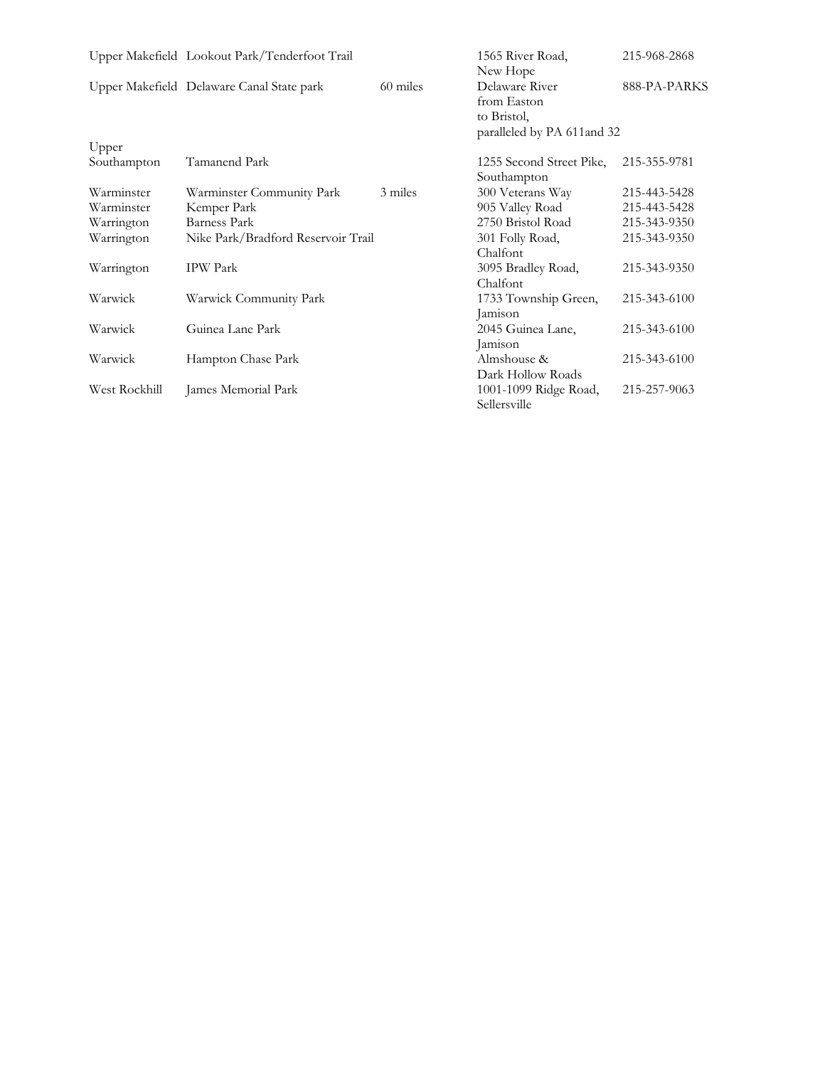| | | | | |
|---|---|---|---|---|
| Upper Makefield | Lookout Park/Tenderfoot Trail | | 1565 River Road, New Hope | 215-968-2868 |
| Upper Makefield | Delaware Canal State park | 60 miles | Delaware River from Easton to Bristol, paralleled by PA 611and 32 | 888-PA-PARKS |
| Upper Southampton | Tamanend Park | | 1255 Second Street Pike, Southampton | 215-355-9781 |
| Warminster | Warminster Community Park | 3 miles | 300 Veterans Way | 215-443-5428 |
| Warminster | Kemper Park | | 905 Valley Road | 215-443-5428 |
| Warrington | Barness Park | | 2750 Bristol Road | 215-343-9350 |
| Warrington | Nike Park/Bradford Reservoir Trail | | 301 Folly Road, Chalfont | 215-343-9350 |
| Warrington | IPW Park | | 3095 Bradley Road, Chalfont | 215-343-9350 |
| Warwick | Warwick Community Park | | 1733 Township Green, Jamison | 215-343-6100 |
| Warwick | Guinea Lane Park | | 2045 Guinea Lane, Jamison | 215-343-6100 |
| Warwick | Hampton Chase Park | | Almshouse & Dark Hollow Roads | 215-343-6100 |
| West Rockhill | James Memorial Park | | 1001-1099 Ridge Road, Sellersville | 215-257-9063 |